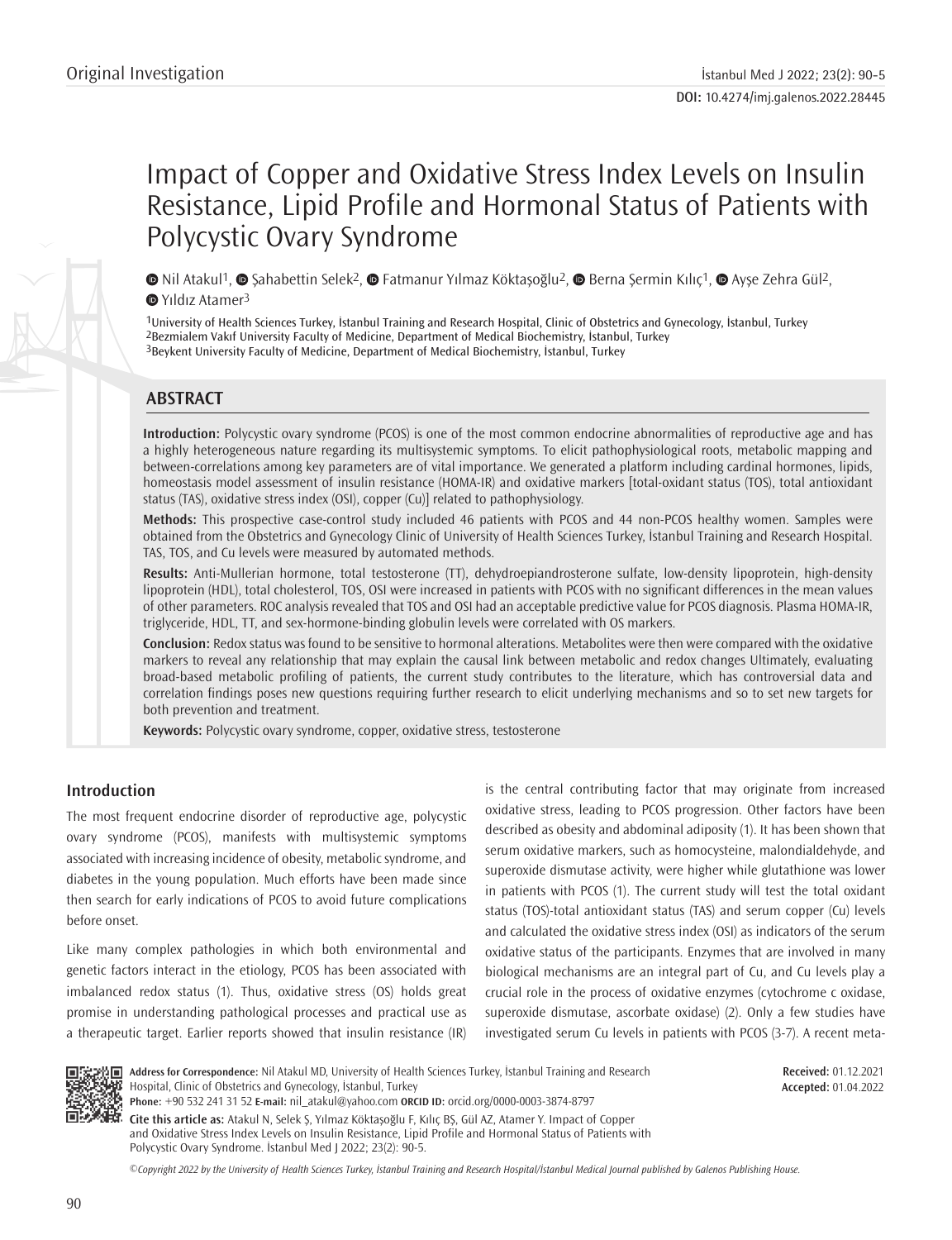Original Investigation

DOI: 10.4274/imj.galenos.2022.28445

# Impact of Copper and Oxidative Stress Index Levels on Insulin Resistance, Lipid Profile and Hormonal Status of Patients with Polycystic Ovary Syndrome

Nil Atakul[1], Şahabettin Selek[2], Fatmanur Yılmaz Köktaşoğlu[2], Berna Şermin Kılıç[1], Ayşe Zehra Gül[2], Yıldız Atamer[3]

[1]University of Health Sciences Turkey, İstanbul Training and Research Hospital, Clinic of Obstetrics and Gynecology, İstanbul, Turkey
[2]Bezmialem Vakıf University Faculty of Medicine, Department of Medical Biochemistry, İstanbul, Turkey
[3]Beykent University Faculty of Medicine, Department of Medical Biochemistry, İstanbul, Turkey

## ABSTRACT

**Introduction:** Polycystic ovary syndrome (PCOS) is one of the most common endocrine abnormalities of reproductive age and has a highly heterogeneous nature regarding its multisystemic symptoms. To elicit pathophysiological roots, metabolic mapping and between-correlations among key parameters are of vital importance. We generated a platform including cardinal hormones, lipids, homeostasis model assessment of insulin resistance (HOMA-IR) and oxidative markers [total-oxidant status (TOS), total antioxidant status (TAS), oxidative stress index (OSI), copper (Cu)] related to pathophysiology.

**Methods:** This prospective case-control study included 46 patients with PCOS and 44 non-PCOS healthy women. Samples were obtained from the Obstetrics and Gynecology Clinic of University of Health Sciences Turkey, İstanbul Training and Research Hospital. TAS, TOS, and Cu levels were measured by automated methods.

**Results:** Anti-Mullerian hormone, total testosterone (TT), dehydroepiandrosterone sulfate, low-density lipoprotein, high-density lipoprotein (HDL), total cholesterol, TOS, OSI were increased in patients with PCOS with no significant differences in the mean values of other parameters. ROC analysis revealed that TOS and OSI had an acceptable predictive value for PCOS diagnosis. Plasma HOMA-IR, triglyceride, HDL, TT, and sex-hormone-binding globulin levels were correlated with OS markers.

**Conclusion:** Redox status was found to be sensitive to hormonal alterations. Metabolites were then were compared with the oxidative markers to reveal any relationship that may explain the causal link between metabolic and redox changes Ultimately, evaluating broad-based metabolic profiling of patients, the current study contributes to the literature, which has controversial data and correlation findings poses new questions requiring further research to elicit underlying mechanisms and so to set new targets for both prevention and treatment.

**Keywords:** Polycystic ovary syndrome, copper, oxidative stress, testosterone

## Introduction

The most frequent endocrine disorder of reproductive age, polycystic ovary syndrome (PCOS), manifests with multisystemic symptoms associated with increasing incidence of obesity, metabolic syndrome, and diabetes in the young population. Much efforts have been made since then search for early indications of PCOS to avoid future complications before onset.

Like many complex pathologies in which both environmental and genetic factors interact in the etiology, PCOS has been associated with imbalanced redox status (1). Thus, oxidative stress (OS) holds great promise in understanding pathological processes and practical use as a therapeutic target. Earlier reports showed that insulin resistance (IR) is the central contributing factor that may originate from increased oxidative stress, leading to PCOS progression. Other factors have been described as obesity and abdominal adiposity (1). It has been shown that serum oxidative markers, such as homocysteine, malondialdehyde, and superoxide dismutase activity, were higher while glutathione was lower in patients with PCOS (1). The current study will test the total oxidant status (TOS)-total antioxidant status (TAS) and serum copper (Cu) levels and calculated the oxidative stress index (OSI) as indicators of the serum oxidative status of the participants. Enzymes that are involved in many biological mechanisms are an integral part of Cu, and Cu levels play a crucial role in the process of oxidative enzymes (cytochrome c oxidase, superoxide dismutase, ascorbate oxidase) (2). Only a few studies have investigated serum Cu levels in patients with PCOS (3-7). A recent meta-

**Address for Correspondence:** Nil Atakul MD, University of Health Sciences Turkey, İstanbul Training and Research Hospital, Clinic of Obstetrics and Gynecology, İstanbul, Turkey
**Phone:** +90 532 241 31 52 **E-mail:** nil_atakul@yahoo.com **ORCID ID:** orcid.org/0000-0003-3874-8797

**Received:** 01.12.2021
**Accepted:** 01.04.2022

**Cite this article as:** Atakul N, Selek Ş, Yılmaz Köktaşoğlu F, Kılıç BŞ, Gül AZ, Atamer Y. Impact of Copper and Oxidative Stress Index Levels on Insulin Resistance, Lipid Profile and Hormonal Status of Patients with Polycystic Ovary Syndrome. İstanbul Med J 2022; 23(2): 90-5.

*©Copyright 2022 by the University of Health Sciences Turkey, İstanbul Training and Research Hospital/İstanbul Medical Journal published by Galenos Publishing House.*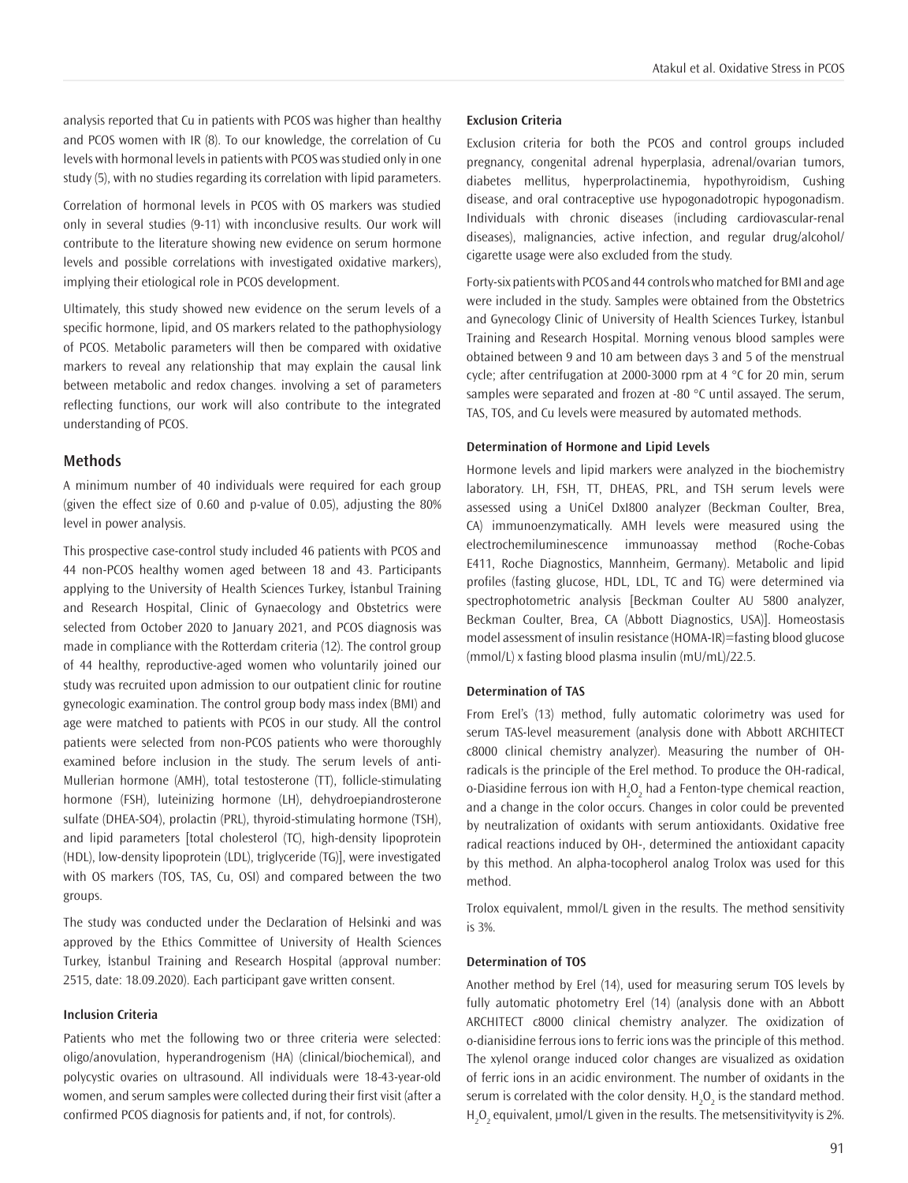analysis reported that Cu in patients with PCOS was higher than healthy and PCOS women with IR (8). To our knowledge, the correlation of Cu levels with hormonal levels in patients with PCOS was studied only in one study (5), with no studies regarding its correlation with lipid parameters.

Correlation of hormonal levels in PCOS with OS markers was studied only in several studies (9-11) with inconclusive results. Our work will contribute to the literature showing new evidence on serum hormone levels and possible correlations with investigated oxidative markers), implying their etiological role in PCOS development.

Ultimately, this study showed new evidence on the serum levels of a specific hormone, lipid, and OS markers related to the pathophysiology of PCOS. Metabolic parameters will then be compared with oxidative markers to reveal any relationship that may explain the causal link between metabolic and redox changes. involving a set of parameters reflecting functions, our work will also contribute to the integrated understanding of PCOS.

## Methods

A minimum number of 40 individuals were required for each group (given the effect size of 0.60 and p-value of 0.05), adjusting the 80% level in power analysis.

This prospective case-control study included 46 patients with PCOS and 44 non-PCOS healthy women aged between 18 and 43. Participants applying to the University of Health Sciences Turkey, İstanbul Training and Research Hospital, Clinic of Gynaecology and Obstetrics were selected from October 2020 to January 2021, and PCOS diagnosis was made in compliance with the Rotterdam criteria (12). The control group of 44 healthy, reproductive-aged women who voluntarily joined our study was recruited upon admission to our outpatient clinic for routine gynecologic examination. The control group body mass index (BMI) and age were matched to patients with PCOS in our study. All the control patients were selected from non-PCOS patients who were thoroughly examined before inclusion in the study. The serum levels of anti-Mullerian hormone (AMH), total testosterone (TT), follicle-stimulating hormone (FSH), luteinizing hormone (LH), dehydroepiandrosterone sulfate (DHEA-SO4), prolactin (PRL), thyroid-stimulating hormone (TSH), and lipid parameters [total cholesterol (TC), high-density lipoprotein (HDL), low-density lipoprotein (LDL), triglyceride (TG)], were investigated with OS markers (TOS, TAS, Cu, OSI) and compared between the two groups.

The study was conducted under the Declaration of Helsinki and was approved by the Ethics Committee of University of Health Sciences Turkey, İstanbul Training and Research Hospital (approval number: 2515, date: 18.09.2020). Each participant gave written consent.

### Inclusion Criteria

Patients who met the following two or three criteria were selected: oligo/anovulation, hyperandrogenism (HA) (clinical/biochemical), and polycystic ovaries on ultrasound. All individuals were 18-43-year-old women, and serum samples were collected during their first visit (after a confirmed PCOS diagnosis for patients and, if not, for controls).

### Exclusion Criteria

Exclusion criteria for both the PCOS and control groups included pregnancy, congenital adrenal hyperplasia, adrenal/ovarian tumors, diabetes mellitus, hyperprolactinemia, hypothyroidism, Cushing disease, and oral contraceptive use hypogonadotropic hypogonadism. Individuals with chronic diseases (including cardiovascular-renal diseases), malignancies, active infection, and regular drug/alcohol/cigarette usage were also excluded from the study.

Forty-six patients with PCOS and 44 controls who matched for BMI and age were included in the study. Samples were obtained from the Obstetrics and Gynecology Clinic of University of Health Sciences Turkey, İstanbul Training and Research Hospital. Morning venous blood samples were obtained between 9 and 10 am between days 3 and 5 of the menstrual cycle; after centrifugation at 2000-3000 rpm at 4 °C for 20 min, serum samples were separated and frozen at -80 °C until assayed. The serum, TAS, TOS, and Cu levels were measured by automated methods.

### Determination of Hormone and Lipid Levels

Hormone levels and lipid markers were analyzed in the biochemistry laboratory. LH, FSH, TT, DHEAS, PRL, and TSH serum levels were assessed using a UniCel DxI800 analyzer (Beckman Coulter, Brea, CA) immunoenzymatically. AMH levels were measured using the electrochemiluminescence immunoassay method (Roche-Cobas E411, Roche Diagnostics, Mannheim, Germany). Metabolic and lipid profiles (fasting glucose, HDL, LDL, TC and TG) were determined via spectrophotometric analysis [Beckman Coulter AU 5800 analyzer, Beckman Coulter, Brea, CA (Abbott Diagnostics, USA)]. Homeostasis model assessment of insulin resistance (HOMA-IR)=fasting blood glucose (mmol/L) x fasting blood plasma insulin (mU/mL)/22.5.

### Determination of TAS

From Erel's (13) method, fully automatic colorimetry was used for serum TAS-level measurement (analysis done with Abbott ARCHITECT c8000 clinical chemistry analyzer). Measuring the number of OH-radicals is the principle of the Erel method. To produce the OH-radical, o-Diasidine ferrous ion with $H_2O_2$ had a Fenton-type chemical reaction, and a change in the color occurs. Changes in color could be prevented by neutralization of oxidants with serum antioxidants. Oxidative free radical reactions induced by OH-, determined the antioxidant capacity by this method. An alpha-tocopherol analog Trolox was used for this method.

Trolox equivalent, mmol/L given in the results. The method sensitivity is 3%.

### Determination of TOS

Another method by Erel (14), used for measuring serum TOS levels by fully automatic photometry Erel (14) (analysis done with an Abbott ARCHITECT c8000 clinical chemistry analyzer. The oxidization of o-dianisidine ferrous ions to ferric ions was the principle of this method. The xylenol orange induced color changes are visualized as oxidation of ferric ions in an acidic environment. The number of oxidants in the serum is correlated with the color density. $H_2O_2$ is the standard method. $H_2O_2$ equivalent, µmol/L given in the results. The metsensitivityvity is 2%.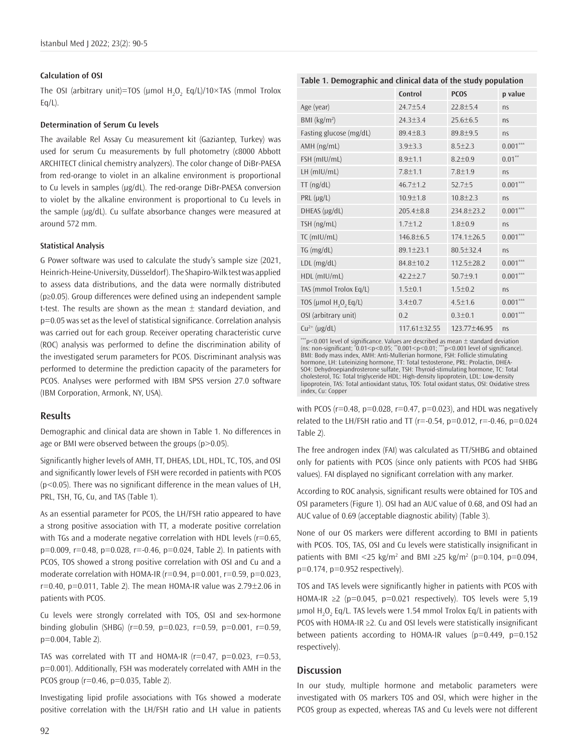#### Calculation of OSI

The OSI (arbitrary unit)=TOS (µmol $H_2O_2$ Eq/L)/10×TAS (mmol Trolox Eq/L).

#### Determination of Serum Cu levels

The available Rel Assay Cu measurement kit (Gaziantep, Turkey) was used for serum Cu measurements by full photometry (c8000 Abbott ARCHITECT clinical chemistry analyzers). The color change of DiBr-PAESA from red-orange to violet in an alkaline environment is proportional to Cu levels in samples (µg/dL). The red-orange DiBr-PAESA conversion to violet by the alkaline environment is proportional to Cu levels in the sample (µg/dL). Cu sulfate absorbance changes were measured at around 572 mm.

#### Statistical Analysis

G Power software was used to calculate the study's sample size (2021, Heinrich-Heine-University, Düsseldorf). The Shapiro-Wilk test was applied to assess data distributions, and the data were normally distributed (p≥0.05). Group differences were defined using an independent sample t-test. The results are shown as the mean ± standard deviation, and p=0.05 was set as the level of statistical significance. Correlation analysis was carried out for each group. Receiver operating characteristic curve (ROC) analysis was performed to define the discrimination ability of the investigated serum parameters for PCOS. Discriminant analysis was performed to determine the prediction capacity of the parameters for PCOS. Analyses were performed with IBM SPSS version 27.0 software (IBM Corporation, Armonk, NY, USA).

## Results

Demographic and clinical data are shown in Table 1. No differences in age or BMI were observed between the groups (p>0.05).

Significantly higher levels of AMH, TT, DHEAS, LDL, HDL, TC, TOS, and OSI and significantly lower levels of FSH were recorded in patients with PCOS (p<0.05). There was no significant difference in the mean values of LH, PRL, TSH, TG, Cu, and TAS (Table 1).

As an essential parameter for PCOS, the LH/FSH ratio appeared to have a strong positive association with TT, a moderate positive correlation with TGs and a moderate negative correlation with HDL levels (r=0.65, p=0.009, r=0.48, p=0.028, r=-0.46, p=0.024, Table 2). In patients with PCOS, TOS showed a strong positive correlation with OSI and Cu and a moderate correlation with HOMA-IR (r=0.94, p=0.001, r=0.59, p=0.023, r=0.40, p=0.011, Table 2). The mean HOMA-IR value was 2.79±2.06 in patients with PCOS.

Cu levels were strongly correlated with TOS, OSI and sex-hormone binding globulin (SHBG) (r=0.59, p=0.023, r=0.59, p=0.001, r=0.59, p=0.004, Table 2).

TAS was correlated with TT and HOMA-IR (r=0.47, p=0.023, r=0.53, p=0.001). Additionally, FSH was moderately correlated with AMH in the PCOS group (r=0.46, p=0.035, Table 2).

Investigating lipid profile associations with TGs showed a moderate positive correlation with the LH/FSH ratio and LH value in patients with PCOS (r=0.48, p=0.028, r=0.47, p=0.023), and HDL was negatively related to the LH/FSH ratio and TT (r=-0.54, p=0.012, r=-0.46, p=0.024 Table 2).

The free androgen index (FAI) was calculated as TT/SHBG and obtained only for patients with PCOS (since only patients with PCOS had SHBG values). FAI displayed no significant correlation with any marker.

According to ROC analysis, significant results were obtained for TOS and OSI parameters (Figure 1). OSI had an AUC value of 0.68, and OSI had an AUC value of 0.69 (acceptable diagnostic ability) (Table 3).

None of our OS markers were different according to BMI in patients with PCOS. TOS, TAS, OSI and Cu levels were statistically insignificant in patients with BMI <25 kg/m$^2$ and BMI ≥25 kg/m$^2$ (p=0.104, p=0.094, p=0.174, p=0.952 respectively).

TOS and TAS levels were significantly higher in patients with PCOS with HOMA-IR ≥2 (p=0.045, p=0.021 respectively). TOS levels were 5,19 µmol $H_2O_2$ Eq/L. TAS levels were 1.54 mmol Trolox Eq/L in patients with PCOS with HOMA-IR ≥2. Cu and OSI levels were statistically insignificant between patients according to HOMA-IR values (p=0.449, p=0.152 respectively).

**Table 1. Demographic and clinical data of the study population**

| | Control | PCOS | p value |
|---|---|---|---|
| Age (year) | 24.7±5.4 | 22.8±5.4 | ns |
| BMI (kg/m$^2$) | 24.3±3.4 | 25.6±6.5 | ns |
| Fasting glucose (mg/dL) | 89.4±8.3 | 89.8±9.5 | ns |
| AMH (ng/mL) | 3.9±3.3 | 8.5±2.3 | 0.001*** |
| FSH (mIU/mL) | 8.9±1.1 | 8.2±0.9 | 0.01** |
| LH (mIU/mL) | 7.8±1.1 | 7.8±1.9 | ns |
| TT (ng/dL) | 46.7±1.2 | 52.7±5 | 0.001*** |
| PRL (µg/L) | 10.9±1.8 | 10.8±2.3 | ns |
| DHEAS (µg/dL) | 205.4±8.8 | 234.8±23.2 | 0.001*** |
| TSH (ng/mL) | 1.7±1.2 | 1.8±0.9 | ns |
| TC (mIU/mL) | 146.8±6.5 | 174.1±26.5 | 0.001*** |
| TG (mg/dL) | 89.1±23.1 | 80.5±32.4 | ns |
| LDL (mg/dL) | 84.8±10.2 | 112.5±28.2 | 0.001*** |
| HDL (mIU/mL) | 42.2±2.7 | 50.7±9.1 | 0.001*** |
| TAS (mmol Trolox Eq/L) | 1.5±0.1 | 1.5±0.2 | ns |
| TOS (µmol $H_2O_2$ Eq/L) | 3.4±0.7 | 4.5±1.6 | 0.001*** |
| OSI (arbitrary unit) | 0.2 | 0.3±0.1 | 0.001*** |
| $Cu^{2+}$ (µg/dL) | 117.61±32.55 | 123.77±46.95 | ns |

***p<0.001 level of significance. Values are described as mean ± standard deviation (ns: non-significant; *0.01<p<0.05; **0.001<p<0.01; ***p<0.001 level of significance). BMI: Body mass index, AMH: Anti-Mullerian hormone, FSH: Follicle stimulating hormone, LH: Luteinizing hormone, TT: Total testosterone, PRL: Prolactin, DHEA-SO4: Dehydroepiandrosterone sulfate, TSH: Thyroid-stimulating hormone, TC: Total cholesterol, TG: Total triglyceride HDL: High-density lipoprotein, LDL: Low-density lipoprotein, TAS: Total antioxidant status, TOS: Total oxidant status, OSI: Oxidative stress index, Cu: Copper

## Discussion

In our study, multiple hormone and metabolic parameters were investigated with OS markers TOS and OSI, which were higher in the PCOS group as expected, whereas TAS and Cu levels were not different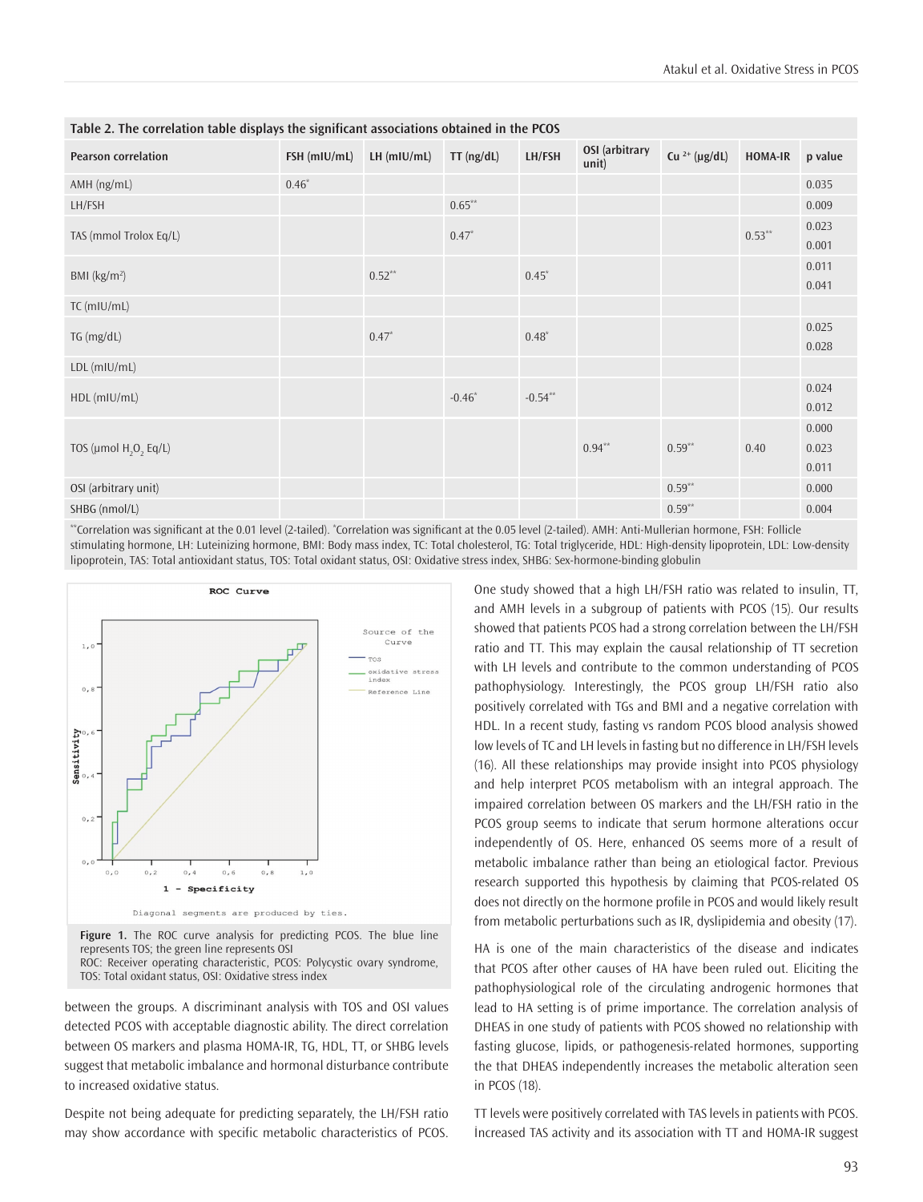**Table 2. The correlation table displays the significant associations obtained in the PCOS**

| Pearson correlation | FSH (mIU/mL) | LH (mIU/mL) | TT (ng/dL) | LH/FSH | OSI (arbitrary unit) | Cu $^{2+}$ (μg/dL) | HOMA-IR | p value |
|---|---|---|---|---|---|---|---|---|
| AMH (ng/mL) | 0.46* | | | | | | | 0.035 |
| LH/FSH | | | 0.65** | | | | | 0.009 |
| TAS (mmol Trolox Eq/L) | | | 0.47* | | | | 0.53** | 0.023<br>0.001 |
| BMI (kg/m²) | | 0.52** | | 0.45* | | | | 0.011<br>0.041 |
| TC (mIU/mL) | | | | | | | | |
| TG (mg/dL) | | 0.47* | | 0.48* | | | | 0.025<br>0.028 |
| LDL (mIU/mL) | | | | | | | | |
| HDL (mIU/mL) | | | -0.46* | -0.54** | | | | 0.024<br>0.012 |
| TOS (μmol $H_2O_2$ Eq/L) | | | | | 0.94** | 0.59** | 0.40 | 0.000<br>0.023<br>0.011 |
| OSI (arbitrary unit) | | | | | | 0.59** | | 0.000 |
| SHBG (nmol/L) | | | | | | 0.59** | | 0.004 |

**Correlation was significant at the 0.01 level (2-tailed). *Correlation was significant at the 0.05 level (2-tailed). AMH: Anti-Mullerian hormone, FSH: Follicle stimulating hormone, LH: Luteinizing hormone, BMI: Body mass index, TC: Total cholesterol, TG: Total triglyceride, HDL: High-density lipoprotein, LDL: Low-density lipoprotein, TAS: Total antioxidant status, TOS: Total oxidant status, OSI: Oxidative stress index, SHBG: Sex-hormone-binding globulin

**Figure 1.** The ROC curve analysis for predicting PCOS. The blue line represents TOS; the green line represents OSI
ROC: Receiver operating characteristic, PCOS: Polycystic ovary syndrome, TOS: Total oxidant status, OSI: Oxidative stress index

between the groups. A discriminant analysis with TOS and OSI values detected PCOS with acceptable diagnostic ability. The direct correlation between OS markers and plasma HOMA-IR, TG, HDL, TT, or SHBG levels suggest that metabolic imbalance and hormonal disturbance contribute to increased oxidative status.

Despite not being adequate for predicting separately, the LH/FSH ratio may show accordance with specific metabolic characteristics of PCOS. One study showed that a high LH/FSH ratio was related to insulin, TT, and AMH levels in a subgroup of patients with PCOS (15). Our results showed that patients PCOS had a strong correlation between the LH/FSH ratio and TT. This may explain the causal relationship of TT secretion with LH levels and contribute to the common understanding of PCOS pathophysiology. Interestingly, the PCOS group LH/FSH ratio also positively correlated with TGs and BMI and a negative correlation with HDL. In a recent study, fasting vs random PCOS blood analysis showed low levels of TC and LH levels in fasting but no difference in LH levels (16). All these relationships may provide insight into PCOS physiology and help interpret PCOS metabolism with an integral approach. The impaired correlation between OS markers and the LH/FSH ratio in the PCOS group seems to indicate that serum hormone alterations occur independently of OS. Here, enhanced OS seems more of a result of metabolic imbalance rather than being an etiological factor. Previous research supported this hypothesis by claiming that PCOS-related OS does not directly on the hormone profile in PCOS and would likely result from metabolic perturbations such as IR, dyslipidemia and obesity (17).

HA is one of the main characteristics of the disease and indicates that PCOS after other causes of HA have been ruled out. Eliciting the pathophysiological role of the circulating androgenic hormones that lead to HA setting is of prime importance. The correlation analysis of DHEAS in one study of patients with PCOS showed no relationship with fasting glucose, lipids, or pathogenesis-related hormones, supporting the that DHEAS independently increases the metabolic alteration seen in PCOS (18).

TT levels were positively correlated with TAS levels in patients with PCOS. İncreased TAS activity and its association with TT and HOMA-IR suggest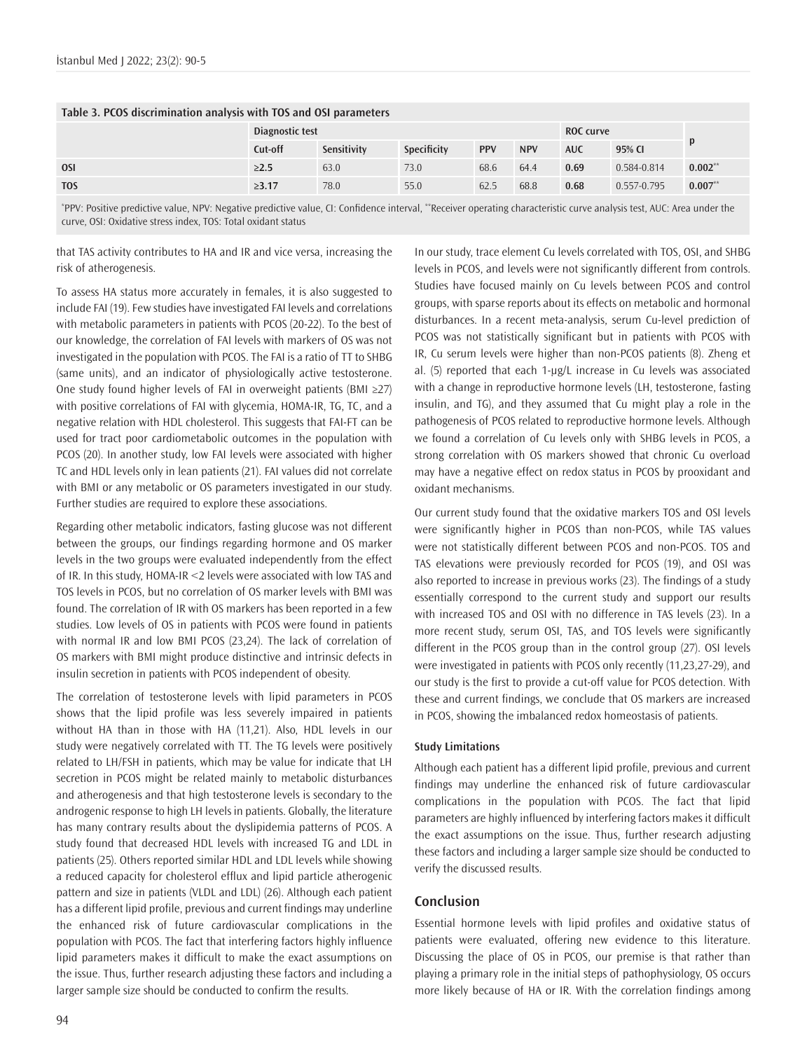**Table 3. PCOS discrimination analysis with TOS and OSI parameters**

| | Diagnostic test | | | | | ROC curve | | p |
|---|---|---|---|---|---|---|---|---|
| | Cut-off | Sensitivity | Specificity | PPV | NPV | AUC | 95% CI | |
| **OSI** | **≥2.5** | 63.0 | 73.0 | 68.6 | 64.4 | **0.69** | 0.584-0.814 | **0.002**[**] |
| **TOS** | **≥3.17** | 78.0 | 55.0 | 62.5 | 68.8 | **0.68** | 0.557-0.795 | **0.007**[**] |

[*]PPV: Positive predictive value, NPV: Negative predictive value, CI: Confidence interval, [**]Receiver operating characteristic curve analysis test, AUC: Area under the curve, OSI: Oxidative stress index, TOS: Total oxidant status

that TAS activity contributes to HA and IR and vice versa, increasing the risk of atherogenesis.

To assess HA status more accurately in females, it is also suggested to include FAI (19). Few studies have investigated FAI levels and correlations with metabolic parameters in patients with PCOS (20-22). To the best of our knowledge, the correlation of FAI levels with markers of OS was not investigated in the population with PCOS. The FAI is a ratio of TT to SHBG (same units), and an indicator of physiologically active testosterone. One study found higher levels of FAI in overweight patients (BMI ≥27) with positive correlations of FAI with glycemia, HOMA-IR, TG, TC, and a negative relation with HDL cholesterol. This suggests that FAI-FT can be used for tract poor cardiometabolic outcomes in the population with PCOS (20). In another study, low FAI levels were associated with higher TC and HDL levels only in lean patients (21). FAI values did not correlate with BMI or any metabolic or OS parameters investigated in our study. Further studies are required to explore these associations.

Regarding other metabolic indicators, fasting glucose was not different between the groups, our findings regarding hormone and OS marker levels in the two groups were evaluated independently from the effect of IR. In this study, HOMA-IR <2 levels were associated with low TAS and TOS levels in PCOS, but no correlation of OS marker levels with BMI was found. The correlation of IR with OS markers has been reported in a few studies. Low levels of OS in patients with PCOS were found in patients with normal IR and low BMI PCOS (23,24). The lack of correlation of OS markers with BMI might produce distinctive and intrinsic defects in insulin secretion in patients with PCOS independent of obesity.

The correlation of testosterone levels with lipid parameters in PCOS shows that the lipid profile was less severely impaired in patients without HA than in those with HA (11,21). Also, HDL levels in our study were negatively correlated with TT. The TG levels were positively related to LH/FSH in patients, which may be value for indicate that LH secretion in PCOS might be related mainly to metabolic disturbances and atherogenesis and that high testosterone levels is secondary to the androgenic response to high LH levels in patients. Globally, the literature has many contrary results about the dyslipidemia patterns of PCOS. A study found that decreased HDL levels with increased TG and LDL in patients (25). Others reported similar HDL and LDL levels while showing a reduced capacity for cholesterol efflux and lipid particle atherogenic pattern and size in patients (VLDL and LDL) (26). Although each patient has a different lipid profile, previous and current findings may underline the enhanced risk of future cardiovascular complications in the population with PCOS. The fact that interfering factors highly influence lipid parameters makes it difficult to make the exact assumptions on the issue. Thus, further research adjusting these factors and including a larger sample size should be conducted to confirm the results.

In our study, trace element Cu levels correlated with TOS, OSI, and SHBG levels in PCOS, and levels were not significantly different from controls. Studies have focused mainly on Cu levels between PCOS and control groups, with sparse reports about its effects on metabolic and hormonal disturbances. In a recent meta-analysis, serum Cu-level prediction of PCOS was not statistically significant but in patients with PCOS with IR, Cu serum levels were higher than non-PCOS patients (8). Zheng et al. (5) reported that each 1-μg/L increase in Cu levels was associated with a change in reproductive hormone levels (LH, testosterone, fasting insulin, and TG), and they assumed that Cu might play a role in the pathogenesis of PCOS related to reproductive hormone levels. Although we found a correlation of Cu levels only with SHBG levels in PCOS, a strong correlation with OS markers showed that chronic Cu overload may have a negative effect on redox status in PCOS by prooxidant and oxidant mechanisms.

Our current study found that the oxidative markers TOS and OSI levels were significantly higher in PCOS than non-PCOS, while TAS values were not statistically different between PCOS and non-PCOS. TOS and TAS elevations were previously recorded for PCOS (19), and OSI was also reported to increase in previous works (23). The findings of a study essentially correspond to the current study and support our results with increased TOS and OSI with no difference in TAS levels (23). In a more recent study, serum OSI, TAS, and TOS levels were significantly different in the PCOS group than in the control group (27). OSI levels were investigated in patients with PCOS only recently (11,23,27-29), and our study is the first to provide a cut-off value for PCOS detection. With these and current findings, we conclude that OS markers are increased in PCOS, showing the imbalanced redox homeostasis of patients.

### Study Limitations

Although each patient has a different lipid profile, previous and current findings may underline the enhanced risk of future cardiovascular complications in the population with PCOS. The fact that lipid parameters are highly influenced by interfering factors makes it difficult the exact assumptions on the issue. Thus, further research adjusting these factors and including a larger sample size should be conducted to verify the discussed results.

## Conclusion

Essential hormone levels with lipid profiles and oxidative status of patients were evaluated, offering new evidence to this literature. Discussing the place of OS in PCOS, our premise is that rather than playing a primary role in the initial steps of pathophysiology, OS occurs more likely because of HA or IR. With the correlation findings among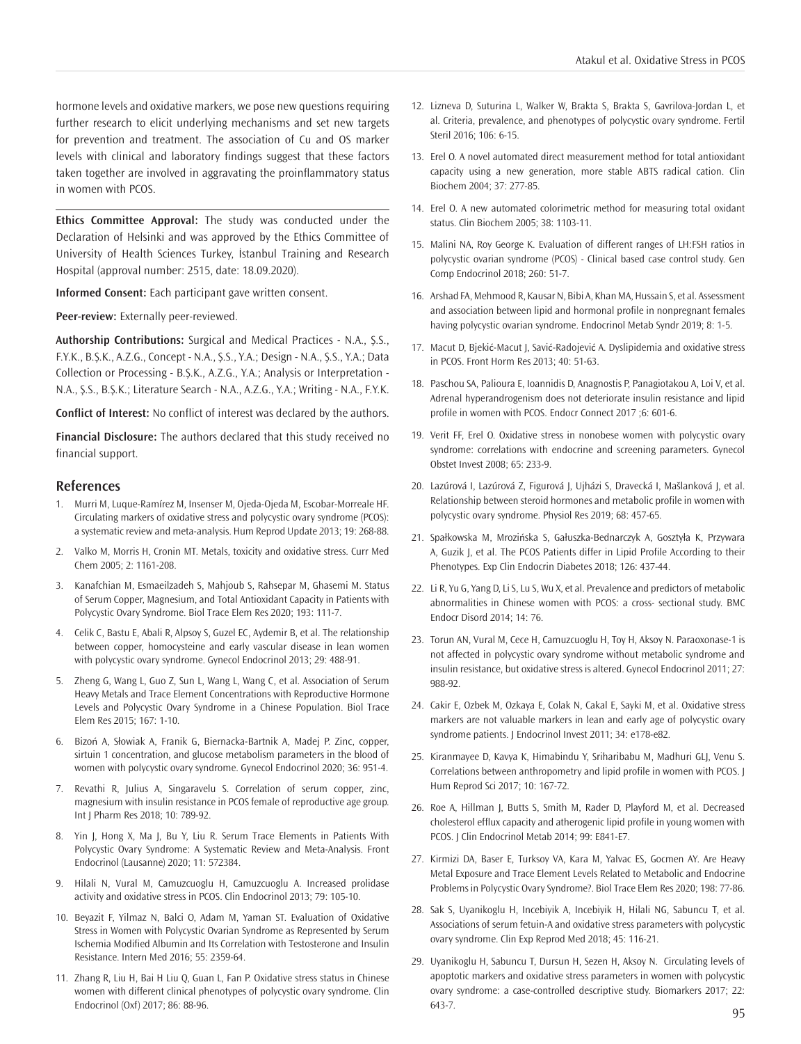hormone levels and oxidative markers, we pose new questions requiring further research to elicit underlying mechanisms and set new targets for prevention and treatment. The association of Cu and OS marker levels with clinical and laboratory findings suggest that these factors taken together are involved in aggravating the proinflammatory status in women with PCOS.

**Ethics Committee Approval:** The study was conducted under the Declaration of Helsinki and was approved by the Ethics Committee of University of Health Sciences Turkey, İstanbul Training and Research Hospital (approval number: 2515, date: 18.09.2020).

**Informed Consent:** Each participant gave written consent.

**Peer-review:** Externally peer-reviewed.

**Authorship Contributions:** Surgical and Medical Practices - N.A., Ş.S., F.Y.K., B.Ş.K., A.Z.G., Concept - N.A., Ş.S., Y.A.; Design - N.A., Ş.S., Y.A.; Data Collection or Processing - B.Ş.K., A.Z.G., Y.A.; Analysis or Interpretation - N.A., Ş.S., B.Ş.K.; Literature Search - N.A., A.Z.G., Y.A.; Writing - N.A., F.Y.K.

**Conflict of Interest:** No conflict of interest was declared by the authors.

**Financial Disclosure:** The authors declared that this study received no financial support.

## References

1. Murri M, Luque-Ramírez M, Insenser M, Ojeda-Ojeda M, Escobar-Morreale HF. Circulating markers of oxidative stress and polycystic ovary syndrome (PCOS): a systematic review and meta-analysis. Hum Reprod Update 2013; 19: 268-88.
2. Valko M, Morris H, Cronin MT. Metals, toxicity and oxidative stress. Curr Med Chem 2005; 2: 1161-208.
3. Kanafchian M, Esmaeilzadeh S, Mahjoub S, Rahsepar M, Ghasemi M. Status of Serum Copper, Magnesium, and Total Antioxidant Capacity in Patients with Polycystic Ovary Syndrome. Biol Trace Elem Res 2020; 193: 111-7.
4. Celik C, Bastu E, Abali R, Alpsoy S, Guzel EC, Aydemir B, et al. The relationship between copper, homocysteine and early vascular disease in lean women with polycystic ovary syndrome. Gynecol Endocrinol 2013; 29: 488-91.
5. Zheng G, Wang L, Guo Z, Sun L, Wang L, Wang C, et al. Association of Serum Heavy Metals and Trace Element Concentrations with Reproductive Hormone Levels and Polycystic Ovary Syndrome in a Chinese Population. Biol Trace Elem Res 2015; 167: 1-10.
6. Bizoń A, Słowiak A, Franik G, Biernacka-Bartnik A, Madej P. Zinc, copper, sirtuin 1 concentration, and glucose metabolism parameters in the blood of women with polycystic ovary syndrome. Gynecol Endocrinol 2020; 36: 951-4.
7. Revathi R, Julius A, Singaravelu S. Correlation of serum copper, zinc, magnesium with insulin resistance in PCOS female of reproductive age group. Int J Pharm Res 2018; 10: 789-92.
8. Yin J, Hong X, Ma J, Bu Y, Liu R. Serum Trace Elements in Patients With Polycystic Ovary Syndrome: A Systematic Review and Meta-Analysis. Front Endocrinol (Lausanne) 2020; 11: 572384.
9. Hilali N, Vural M, Camuzcuoglu H, Camuzcuoglu A. Increased prolidase activity and oxidative stress in PCOS. Clin Endocrinol 2013; 79: 105-10.
10. Beyazit F, Yilmaz N, Balci O, Adam M, Yaman ST. Evaluation of Oxidative Stress in Women with Polycystic Ovarian Syndrome as Represented by Serum Ischemia Modified Albumin and Its Correlation with Testosterone and Insulin Resistance. Intern Med 2016; 55: 2359-64.
11. Zhang R, Liu H, Bai H Liu Q, Guan L, Fan P. Oxidative stress status in Chinese women with different clinical phenotypes of polycystic ovary syndrome. Clin Endocrinol (Oxf) 2017; 86: 88-96.
12. Lizneva D, Suturina L, Walker W, Brakta S, Brakta S, Gavrilova-Jordan L, et al. Criteria, prevalence, and phenotypes of polycystic ovary syndrome. Fertil Steril 2016; 106: 6-15.
13. Erel O. A novel automated direct measurement method for total antioxidant capacity using a new generation, more stable ABTS radical cation. Clin Biochem 2004; 37: 277-85.
14. Erel O. A new automated colorimetric method for measuring total oxidant status. Clin Biochem 2005; 38: 1103-11.
15. Malini NA, Roy George K. Evaluation of different ranges of LH:FSH ratios in polycystic ovarian syndrome (PCOS) - Clinical based case control study. Gen Comp Endocrinol 2018; 260: 51-7.
16. Arshad FA, Mehmood R, Kausar N, Bibi A, Khan MA, Hussain S, et al. Assessment and association between lipid and hormonal profile in nonpregnant females having polycystic ovarian syndrome. Endocrinol Metab Syndr 2019; 8: 1-5.
17. Macut D, Bjekić-Macut J, Savić-Radojević A. Dyslipidemia and oxidative stress in PCOS. Front Horm Res 2013; 40: 51-63.
18. Paschou SA, Palioura E, Ioannidis D, Anagnostis P, Panagiotakou A, Loi V, et al. Adrenal hyperandrogenism does not deteriorate insulin resistance and lipid profile in women with PCOS. Endocr Connect 2017 ;6: 601-6.
19. Verit FF, Erel O. Oxidative stress in nonobese women with polycystic ovary syndrome: correlations with endocrine and screening parameters. Gynecol Obstet Invest 2008; 65: 233-9.
20. Lazúrová I, Lazúrová Z, Figurová J, Ujházi S, Dravecká I, Mašlanková J, et al. Relationship between steroid hormones and metabolic profile in women with polycystic ovary syndrome. Physiol Res 2019; 68: 457-65.
21. Spałkowska M, Mrozińska S, Gałuszka-Bednarczyk A, Gosztyła K, Przywara A, Guzik J, et al. The PCOS Patients differ in Lipid Profile According to their Phenotypes. Exp Clin Endocrin Diabetes 2018; 126: 437-44.
22. Li R, Yu G, Yang D, Li S, Lu S, Wu X, et al. Prevalence and predictors of metabolic abnormalities in Chinese women with PCOS: a cross- sectional study. BMC Endocr Disord 2014; 14: 76.
23. Torun AN, Vural M, Cece H, Camuzcuoglu H, Toy H, Aksoy N. Paraoxonase-1 is not affected in polycystic ovary syndrome without metabolic syndrome and insulin resistance, but oxidative stress is altered. Gynecol Endocrinol 2011; 27: 988-92.
24. Cakir E, Ozbek M, Ozkaya E, Colak N, Cakal E, Sayki M, et al. Oxidative stress markers are not valuable markers in lean and early age of polycystic ovary syndrome patients. J Endocrinol Invest 2011; 34: e178-e82.
25. Kiranmayee D, Kavya K, Himabindu Y, Sriharibabu M, Madhuri GLJ, Venu S. Correlations between anthropometry and lipid profile in women with PCOS. J Hum Reprod Sci 2017; 10: 167-72.
26. Roe A, Hillman J, Butts S, Smith M, Rader D, Playford M, et al. Decreased cholesterol efflux capacity and atherogenic lipid profile in young women with PCOS. J Clin Endocrinol Metab 2014; 99: E841-E7.
27. Kirmizi DA, Baser E, Turksoy VA, Kara M, Yalvac ES, Gocmen AY. Are Heavy Metal Exposure and Trace Element Levels Related to Metabolic and Endocrine Problems in Polycystic Ovary Syndrome?. Biol Trace Elem Res 2020; 198: 77-86.
28. Sak S, Uyanikoglu H, Incebiyik A, Incebiyik H, Hilali NG, Sabuncu T, et al. Associations of serum fetuin-A and oxidative stress parameters with polycystic ovary syndrome. Clin Exp Reprod Med 2018; 45: 116-21.
29. Uyanikoglu H, Sabuncu T, Dursun H, Sezen H, Aksoy N. Circulating levels of apoptotic markers and oxidative stress parameters in women with polycystic ovary syndrome: a case-controlled descriptive study. Biomarkers 2017; 22: 643-7.